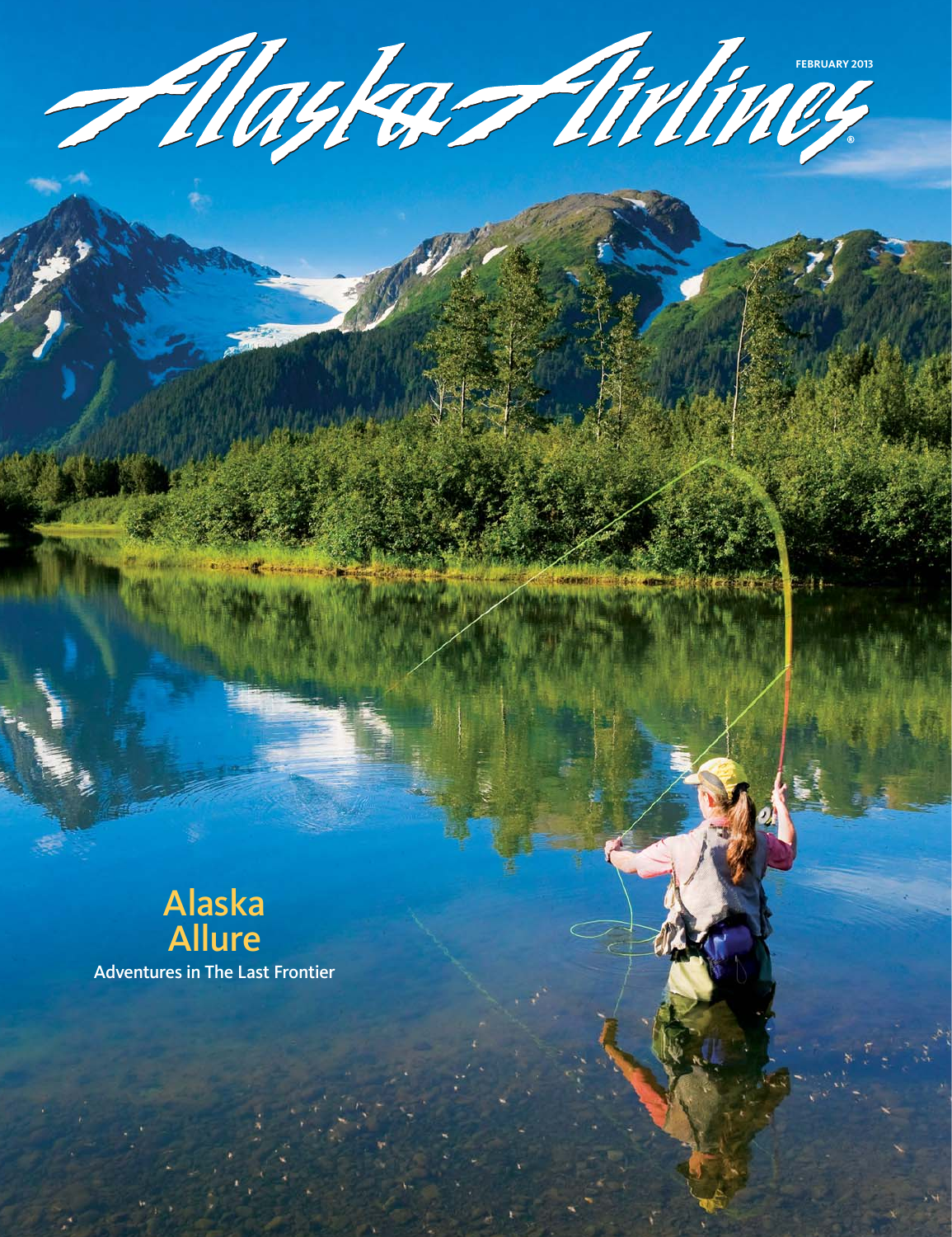# Alaska Airlines

FEBRUARY 2013

## Alaska Allure

Adventures in The Last Frontier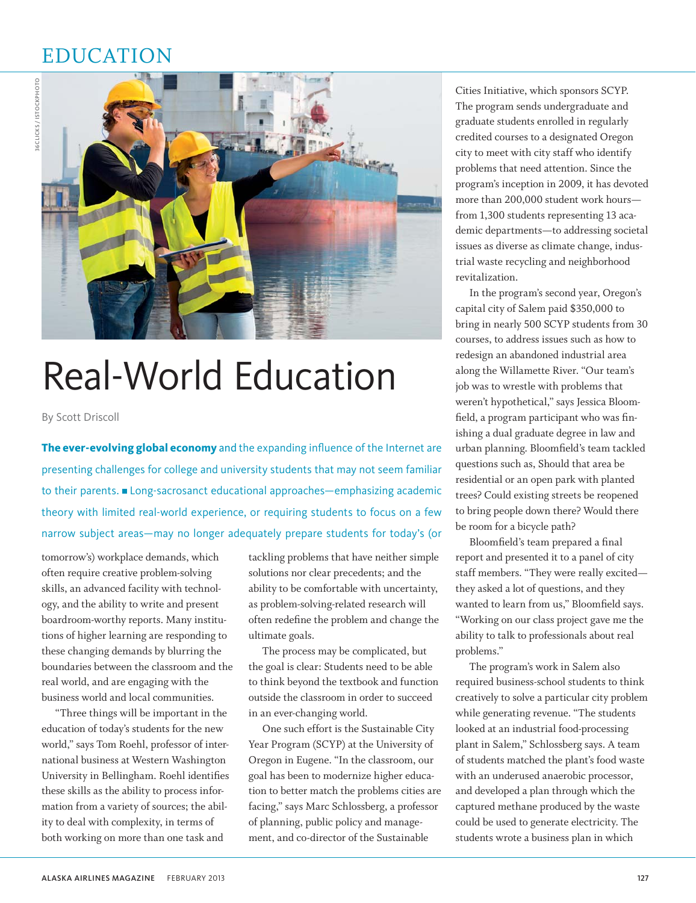# EDUCATION

# Real-World Education

By Scott Driscoll

**The ever-evolving global economy** and the expanding influence of the Internet are presenting challenges for college and university students that may not seem familiar to their parents. ■ Long-sacrosanct educational approaches—emphasizing academic theory with limited real-world experience, or requiring students to focus on a few narrow subject areas—may no longer adequately prepare students for today's (or tomorrow's) workplace demands, which often require creative problem-solving skills, an advanced facility with technology, and the ability to write and present boardroom-worthy reports. Many institutions of higher learning are responding to these changing demands by blurring the boundaries between the classroom and the real world, and are engaging with the business world and local communities.

"Three things will be important in the education of today's students for the new world," says Tom Roehl, professor of international business at Western Washington University in Bellingham. Roehl identifies these skills as the ability to process information from a variety of sources; the ability to deal with complexity, in terms of both working on more than one task and tackling problems that have neither simple solutions nor clear precedents; and the ability to be comfortable with uncertainty, as problem-solving-related research will often redefine the problem and change the ultimate goals.

The process may be complicated, but the goal is clear: Students need to be able to think beyond the textbook and function outside the classroom in order to succeed in an ever-changing world.

One such effort is the Sustainable City Year Program (SCYP) at the University of Oregon in Eugene. "In the classroom, our goal has been to modernize higher education to better match the problems cities are facing," says Marc Schlossberg, a professor of planning, public policy and management, and co-director of the Sustainable Cities Initiative, which sponsors SCYP. The program sends undergraduate and graduate students enrolled in regularly credited courses to a designated Oregon city to meet with city staff who identify problems that need attention. Since the program's inception in 2009, it has devoted more than 200,000 student work hours—from 1,300 students representing 13 academic departments—to addressing societal issues as diverse as climate change, industrial waste recycling and neighborhood revitalization.

In the program's second year, Oregon's capital city of Salem paid $350,000 to bring in nearly 500 SCYP students from 30 courses, to address issues such as how to redesign an abandoned industrial area along the Willamette River. "Our team's job was to wrestle with problems that weren't hypothetical," says Jessica Bloomfield, a program participant who was finishing a dual graduate degree in law and urban planning. Bloomfield's team tackled questions such as, Should that area be residential or an open park with planted trees? Could existing streets be reopened to bring people down there? Would there be room for a bicycle path?

Bloomfield's team prepared a final report and presented it to a panel of city staff members. "They were really excited—they asked a lot of questions, and they wanted to learn from us," Bloomfield says. "Working on our class project gave me the ability to talk to professionals about real problems."

The program's work in Salem also required business-school students to think creatively to solve a particular city problem while generating revenue. "The students looked at an industrial food-processing plant in Salem," Schlossberg says. A team of students matched the plant's food waste with an underused anaerobic processor, and developed a plan through which the captured methane produced by the waste could be used to generate electricity. The students wrote a business plan in which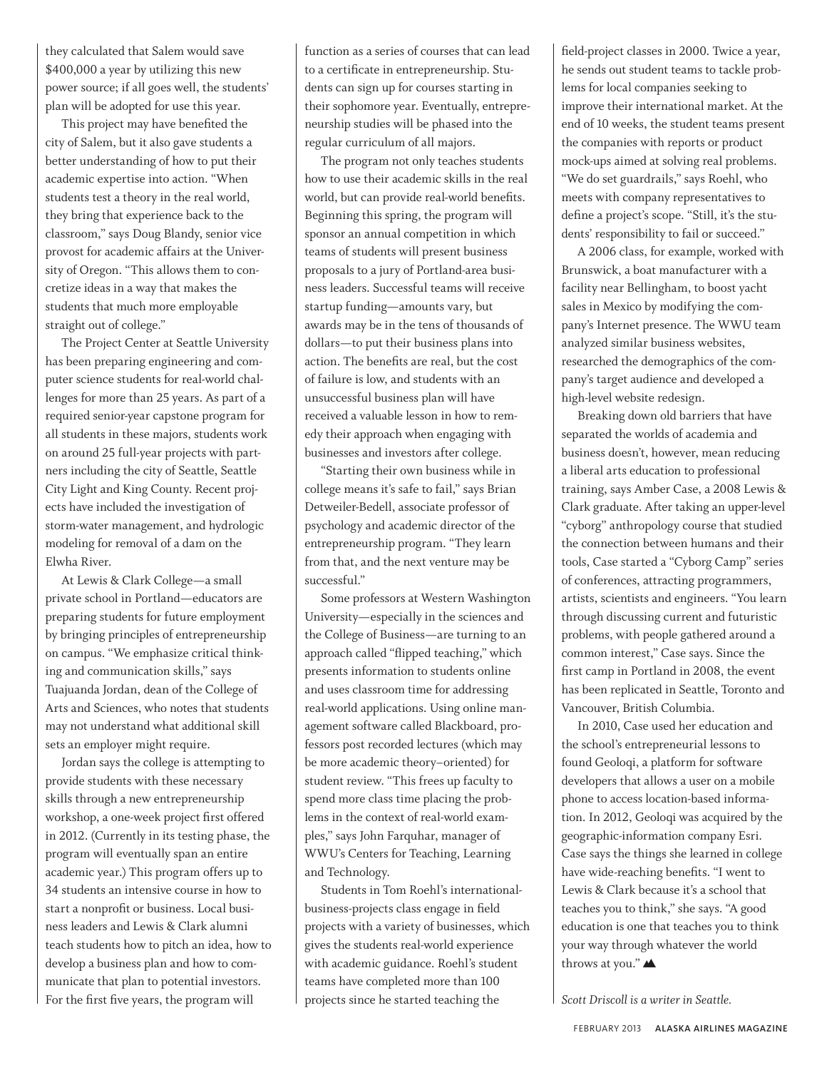they calculated that Salem would save $400,000 a year by utilizing this new power source; if all goes well, the students' plan will be adopted for use this year.

This project may have benefited the city of Salem, but it also gave students a better understanding of how to put their academic expertise into action. "When students test a theory in the real world, they bring that experience back to the classroom," says Doug Blandy, senior vice provost for academic affairs at the University of Oregon. "This allows them to concretize ideas in a way that makes the students that much more employable straight out of college."

The Project Center at Seattle University has been preparing engineering and computer science students for real-world challenges for more than 25 years. As part of a required senior-year capstone program for all students in these majors, students work on around 25 full-year projects with partners including the city of Seattle, Seattle City Light and King County. Recent projects have included the investigation of storm-water management, and hydrologic modeling for removal of a dam on the Elwha River.

At Lewis & Clark College—a small private school in Portland—educators are preparing students for future employment by bringing principles of entrepreneurship on campus. "We emphasize critical thinking and communication skills," says Tuajuanda Jordan, dean of the College of Arts and Sciences, who notes that students may not understand what additional skill sets an employer might require.

Jordan says the college is attempting to provide students with these necessary skills through a new entrepreneurship workshop, a one-week project first offered in 2012. (Currently in its testing phase, the program will eventually span an entire academic year.) This program offers up to 34 students an intensive course in how to start a nonprofit or business. Local business leaders and Lewis & Clark alumni teach students how to pitch an idea, how to develop a business plan and how to communicate that plan to potential investors. For the first five years, the program will function as a series of courses that can lead to a certificate in entrepreneurship. Students can sign up for courses starting in their sophomore year. Eventually, entrepreneurship studies will be phased into the regular curriculum of all majors.

The program not only teaches students how to use their academic skills in the real world, but can provide real-world benefits. Beginning this spring, the program will sponsor an annual competition in which teams of students will present business proposals to a jury of Portland-area business leaders. Successful teams will receive startup funding—amounts vary, but awards may be in the tens of thousands of dollars—to put their business plans into action. The benefits are real, but the cost of failure is low, and students with an unsuccessful business plan will have received a valuable lesson in how to remedy their approach when engaging with businesses and investors after college.

"Starting their own business while in college means it's safe to fail," says Brian Detweiler-Bedell, associate professor of psychology and academic director of the entrepreneurship program. "They learn from that, and the next venture may be successful."

Some professors at Western Washington University—especially in the sciences and the College of Business—are turning to an approach called "flipped teaching," which presents information to students online and uses classroom time for addressing real-world applications. Using online management software called Blackboard, professors post recorded lectures (which may be more academic theory–oriented) for student review. "This frees up faculty to spend more class time placing the problems in the context of real-world examples," says John Farquhar, manager of WWU's Centers for Teaching, Learning and Technology.

Students in Tom Roehl's international-business-projects class engage in field projects with a variety of businesses, which gives the students real-world experience with academic guidance. Roehl's student teams have completed more than 100 projects since he started teaching the field-project classes in 2000. Twice a year, he sends out student teams to tackle problems for local companies seeking to improve their international market. At the end of 10 weeks, the student teams present the companies with reports or product mock-ups aimed at solving real problems. "We do set guardrails," says Roehl, who meets with company representatives to define a project's scope. "Still, it's the students' responsibility to fail or succeed."

A 2006 class, for example, worked with Brunswick, a boat manufacturer with a facility near Bellingham, to boost yacht sales in Mexico by modifying the company's Internet presence. The WWU team analyzed similar business websites, researched the demographics of the company's target audience and developed a high-level website redesign.

Breaking down old barriers that have separated the worlds of academia and business doesn't, however, mean reducing a liberal arts education to professional training, says Amber Case, a 2008 Lewis & Clark graduate. After taking an upper-level "cyborg" anthropology course that studied the connection between humans and their tools, Case started a "Cyborg Camp" series of conferences, attracting programmers, artists, scientists and engineers. "You learn through discussing current and futuristic problems, with people gathered around a common interest," Case says. Since the first camp in Portland in 2008, the event has been replicated in Seattle, Toronto and Vancouver, British Columbia.

In 2010, Case used her education and the school's entrepreneurial lessons to found Geoloqi, a platform for software developers that allows a user on a mobile phone to access location-based information. In 2012, Geoloqi was acquired by the geographic-information company Esri. Case says the things she learned in college have wide-reaching benefits. "I went to Lewis & Clark because it's a school that teaches you to think," she says. "A good education is one that teaches you to think your way through whatever the world throws at you." ▲

*Scott Driscoll is a writer in Seattle.*